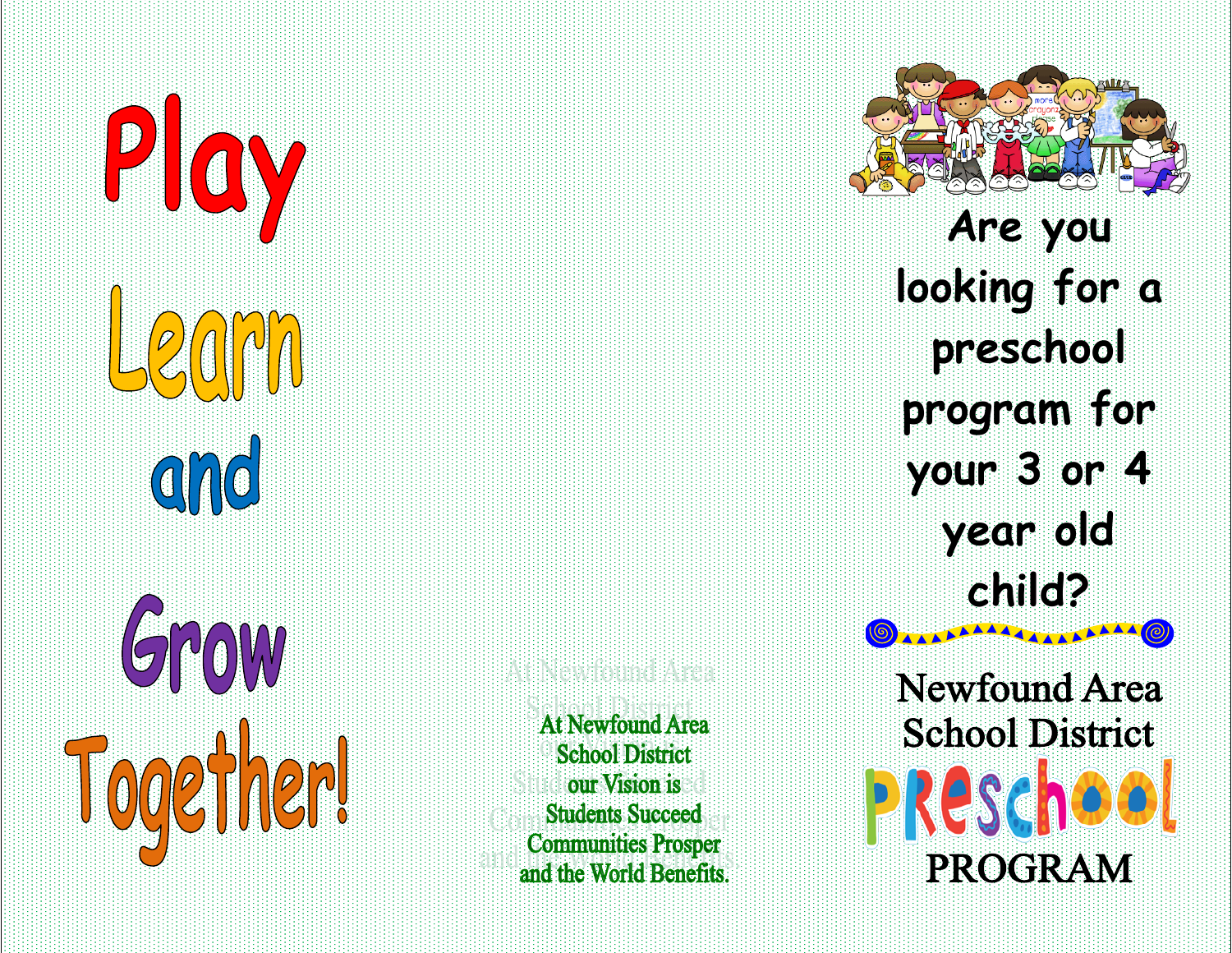# Play Learn and Grow Together!

At Newfound Area School District our Vision is Students Succeed Communities Prosper and the World Benefits.

## Are you looking for a preschool program for your 3 or 4 year old child?

# Newfound Area School District Preschool PROGRAM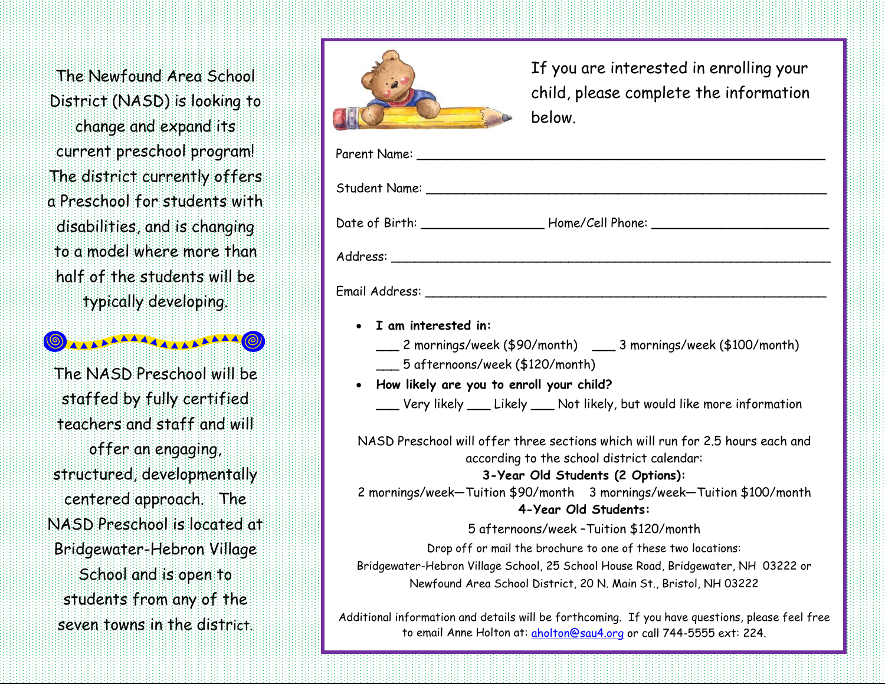The Newfound Area School District (NASD) is looking to change and expand its current preschool program! The district currently offers a Preschool for students with disabilities, and is changing to a model where more than half of the students will be typically developing.

The NASD Preschool will be staffed by fully certified teachers and staff and will offer an engaging, structured, developmentally centered approach. The NASD Preschool is located at Bridgewater-Hebron Village School and is open to students from any of the seven towns in the district.

If you are interested in enrolling your child, please complete the information below.

Parent Name: ____________________________________________

Student Name: ___________________________________________

Date of Birth: ________________ Home/Cell Phone: ____________________

Address: _______________________________________________

Email Address: __________________________________________

- **I am interested in:**
  ___ 2 mornings/week ($90/month) ___ 3 mornings/week ($100/month)
  ___ 5 afternoons/week ($120/month)
- **How likely are you to enroll your child?**
  ___ Very likely ___ Likely ___ Not likely, but would like more information

NASD Preschool will offer three sections which will run for 2.5 hours each and according to the school district calendar:

**3-Year Old Students (2 Options):**

2 mornings/week—Tuition $90/month 3 mornings/week—Tuition $100/month

**4-Year Old Students:**

5 afternoons/week –Tuition $120/month

Drop off or mail the brochure to one of these two locations:
Bridgewater-Hebron Village School, 25 School House Road, Bridgewater, NH 03222 or Newfound Area School District, 20 N. Main St., Bristol, NH 03222

Additional information and details will be forthcoming. If you have questions, please feel free to email Anne Holton at: aholton@sau4.org or call 744-5555 ext: 224.